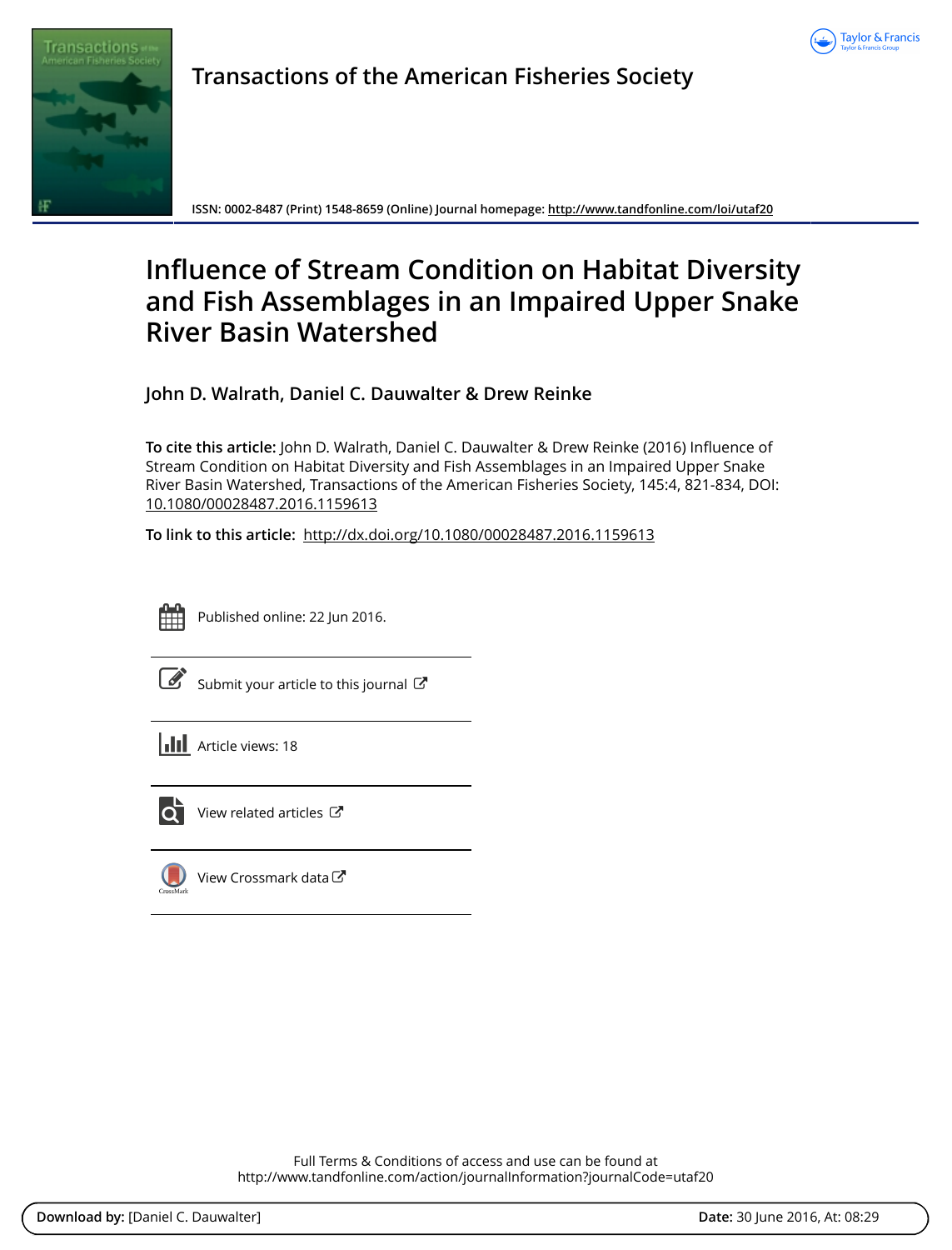**Transactions of the American Fisheries Society**

ISSN: 0002-8487 (Print) 1548-8659 (Online) Journal homepage: http://www.tandfonline.com/loi/utaf20

# Influence of Stream Condition on Habitat Diversity and Fish Assemblages in an Impaired Upper Snake River Basin Watershed

**John D. Walrath, Daniel C. Dauwalter & Drew Reinke**

**To cite this article:** John D. Walrath, Daniel C. Dauwalter & Drew Reinke (2016) Influence of Stream Condition on Habitat Diversity and Fish Assemblages in an Impaired Upper Snake River Basin Watershed, Transactions of the American Fisheries Society, 145:4, 821-834, DOI: 10.1080/00028487.2016.1159613

**To link to this article:** http://dx.doi.org/10.1080/00028487.2016.1159613

Published online: 22 Jun 2016.

Submit your article to this journal

Article views: 18

View related articles

View Crossmark data

Full Terms & Conditions of access and use can be found at
http://www.tandfonline.com/action/journalInformation?journalCode=utaf20

**Download by:** [Daniel C. Dauwalter] **Date:** 30 June 2016, At: 08:29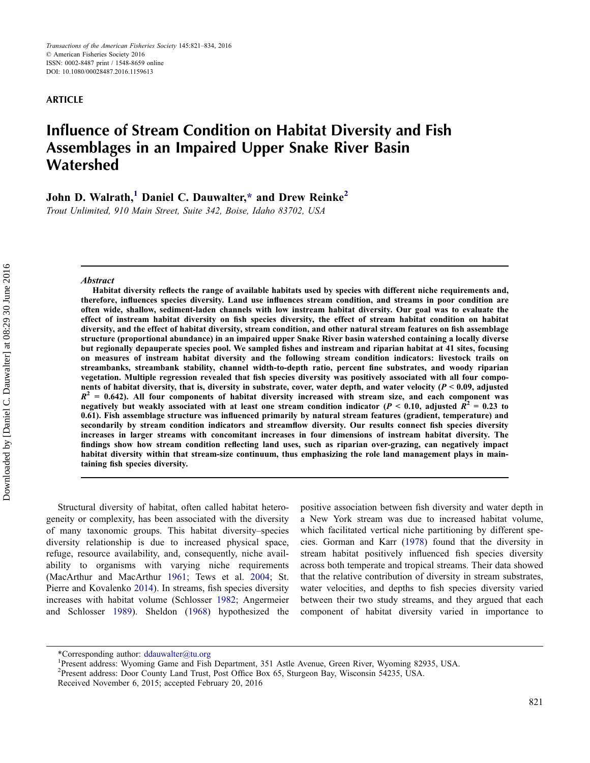**ARTICLE**

# Influence of Stream Condition on Habitat Diversity and Fish Assemblages in an Impaired Upper Snake River Basin Watershed

**John D. Walrath,[1] Daniel C. Dauwalter,* and Drew Reinke[2]**

*Trout Unlimited, 910 Main Street, Suite 342, Boise, Idaho 83702, USA*

### *Abstract*

**Habitat diversity reflects the range of available habitats used by species with different niche requirements and, therefore, influences species diversity. Land use influences stream condition, and streams in poor condition are often wide, shallow, sediment-laden channels with low instream habitat diversity. Our goal was to evaluate the effect of instream habitat diversity on fish species diversity, the effect of stream habitat condition on habitat diversity, and the effect of habitat diversity, stream condition, and other natural stream features on fish assemblage structure (proportional abundance) in an impaired upper Snake River basin watershed containing a locally diverse but regionally depauperate species pool. We sampled fishes and instream and riparian habitat at 41 sites, focusing on measures of instream habitat diversity and the following stream condition indicators: livestock trails on streambanks, streambank stability, channel width-to-depth ratio, percent fine substrates, and woody riparian vegetation. Multiple regression revealed that fish species diversity was positively associated with all four components of habitat diversity, that is, diversity in substrate, cover, water depth, and water velocity ($P < 0.09$, adjusted $R^2 = 0.642$). All four components of habitat diversity increased with stream size, and each component was negatively but weakly associated with at least one stream condition indicator ($P < 0.10$, adjusted $R^2 = 0.23$ to $0.61$). Fish assemblage structure was influenced primarily by natural stream features (gradient, temperature) and secondarily by stream condition indicators and streamflow diversity. Our results connect fish species diversity increases in larger streams with concomitant increases in four dimensions of instream habitat diversity. The findings show how stream condition reflecting land uses, such as riparian over-grazing, can negatively impact habitat diversity within that stream-size continuum, thus emphasizing the role land management plays in maintaining fish species diversity.**

Structural diversity of habitat, often called habitat heterogeneity or complexity, has been associated with the diversity of many taxonomic groups. This habitat diversity–species diversity relationship is due to increased physical space, refuge, resource availability, and, consequently, niche availability to organisms with varying niche requirements (MacArthur and MacArthur 1961; Tews et al. 2004; St. Pierre and Kovalenko 2014). In streams, fish species diversity increases with habitat volume (Schlosser 1982; Angermeier and Schlosser 1989). Sheldon (1968) hypothesized the positive association between fish diversity and water depth in a New York stream was due to increased habitat volume, which facilitated vertical niche partitioning by different species. Gorman and Karr (1978) found that the diversity in stream habitat positively influenced fish species diversity across both temperate and tropical streams. Their data showed that the relative contribution of diversity in stream substrates, water velocities, and depths to fish species diversity varied between their two study streams, and they argued that each component of habitat diversity varied in importance to

*Corresponding author: ddauwalter@tu.org

[1]Present address: Wyoming Game and Fish Department, 351 Astle Avenue, Green River, Wyoming 82935, USA.

[2]Present address: Door County Land Trust, Post Office Box 65, Sturgeon Bay, Wisconsin 54235, USA.

Received November 6, 2015; accepted February 20, 2016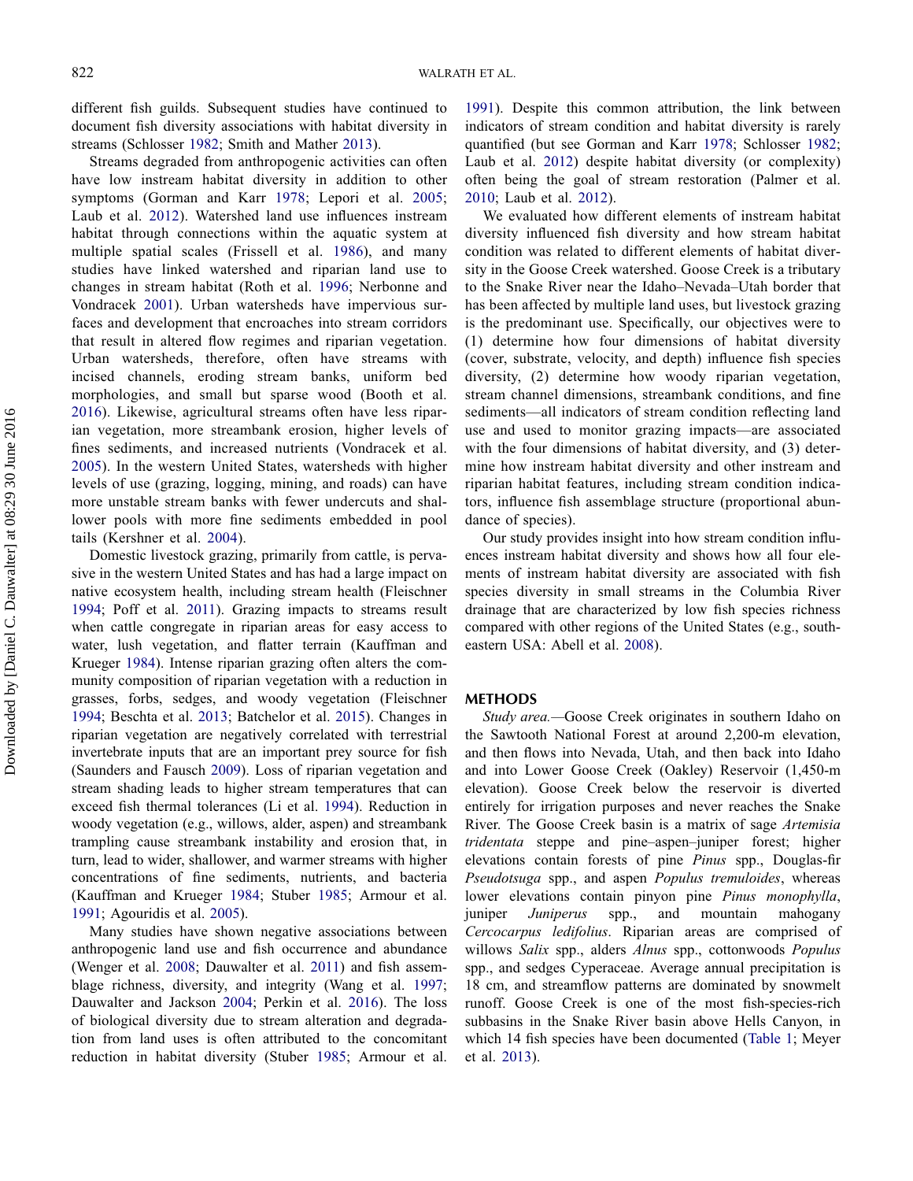different fish guilds. Subsequent studies have continued to document fish diversity associations with habitat diversity in streams (Schlosser 1982; Smith and Mather 2013).

Streams degraded from anthropogenic activities can often have low instream habitat diversity in addition to other symptoms (Gorman and Karr 1978; Lepori et al. 2005; Laub et al. 2012). Watershed land use influences instream habitat through connections within the aquatic system at multiple spatial scales (Frissell et al. 1986), and many studies have linked watershed and riparian land use to changes in stream habitat (Roth et al. 1996; Nerbonne and Vondracek 2001). Urban watersheds have impervious surfaces and development that encroaches into stream corridors that result in altered flow regimes and riparian vegetation. Urban watersheds, therefore, often have streams with incised channels, eroding stream banks, uniform bed morphologies, and small but sparse wood (Booth et al. 2016). Likewise, agricultural streams often have less riparian vegetation, more streambank erosion, higher levels of fines sediments, and increased nutrients (Vondracek et al. 2005). In the western United States, watersheds with higher levels of use (grazing, logging, mining, and roads) can have more unstable stream banks with fewer undercuts and shallower pools with more fine sediments embedded in pool tails (Kershner et al. 2004).

Domestic livestock grazing, primarily from cattle, is pervasive in the western United States and has had a large impact on native ecosystem health, including stream health (Fleischner 1994; Poff et al. 2011). Grazing impacts to streams result when cattle congregate in riparian areas for easy access to water, lush vegetation, and flatter terrain (Kauffman and Krueger 1984). Intense riparian grazing often alters the community composition of riparian vegetation with a reduction in grasses, forbs, sedges, and woody vegetation (Fleischner 1994; Beschta et al. 2013; Batchelor et al. 2015). Changes in riparian vegetation are negatively correlated with terrestrial invertebrate inputs that are an important prey source for fish (Saunders and Fausch 2009). Loss of riparian vegetation and stream shading leads to higher stream temperatures that can exceed fish thermal tolerances (Li et al. 1994). Reduction in woody vegetation (e.g., willows, alder, aspen) and streambank trampling cause streambank instability and erosion that, in turn, lead to wider, shallower, and warmer streams with higher concentrations of fine sediments, nutrients, and bacteria (Kauffman and Krueger 1984; Stuber 1985; Armour et al. 1991; Agouridis et al. 2005).

Many studies have shown negative associations between anthropogenic land use and fish occurrence and abundance (Wenger et al. 2008; Dauwalter et al. 2011) and fish assemblage richness, diversity, and integrity (Wang et al. 1997; Dauwalter and Jackson 2004; Perkin et al. 2016). The loss of biological diversity due to stream alteration and degradation from land uses is often attributed to the concomitant reduction in habitat diversity (Stuber 1985; Armour et al. 1991). Despite this common attribution, the link between indicators of stream condition and habitat diversity is rarely quantified (but see Gorman and Karr 1978; Schlosser 1982; Laub et al. 2012) despite habitat diversity (or complexity) often being the goal of stream restoration (Palmer et al. 2010; Laub et al. 2012).

We evaluated how different elements of instream habitat diversity influenced fish diversity and how stream habitat condition was related to different elements of habitat diversity in the Goose Creek watershed. Goose Creek is a tributary to the Snake River near the Idaho–Nevada–Utah border that has been affected by multiple land uses, but livestock grazing is the predominant use. Specifically, our objectives were to (1) determine how four dimensions of habitat diversity (cover, substrate, velocity, and depth) influence fish species diversity, (2) determine how woody riparian vegetation, stream channel dimensions, streambank conditions, and fine sediments—all indicators of stream condition reflecting land use and used to monitor grazing impacts—are associated with the four dimensions of habitat diversity, and (3) determine how instream habitat diversity and other instream and riparian habitat features, including stream condition indicators, influence fish assemblage structure (proportional abundance of species).

Our study provides insight into how stream condition influences instream habitat diversity and shows how all four elements of instream habitat diversity are associated with fish species diversity in small streams in the Columbia River drainage that are characterized by low fish species richness compared with other regions of the United States (e.g., southeastern USA: Abell et al. 2008).

## METHODS

*Study area.*—Goose Creek originates in southern Idaho on the Sawtooth National Forest at around 2,200-m elevation, and then flows into Nevada, Utah, and then back into Idaho and into Lower Goose Creek (Oakley) Reservoir (1,450-m elevation). Goose Creek below the reservoir is diverted entirely for irrigation purposes and never reaches the Snake River. The Goose Creek basin is a matrix of sage *Artemisia tridentata* steppe and pine–aspen–juniper forest; higher elevations contain forests of pine *Pinus* spp., Douglas-fir *Pseudotsuga* spp., and aspen *Populus tremuloides*, whereas lower elevations contain pinyon pine *Pinus monophylla*, juniper *Juniperus* spp., and mountain mahogany *Cercocarpus ledifolius*. Riparian areas are comprised of willows *Salix* spp., alders *Alnus* spp., cottonwoods *Populus* spp., and sedges Cyperaceae. Average annual precipitation is 18 cm, and streamflow patterns are dominated by snowmelt runoff. Goose Creek is one of the most fish-species-rich subbasins in the Snake River basin above Hells Canyon, in which 14 fish species have been documented (Table 1; Meyer et al. 2013).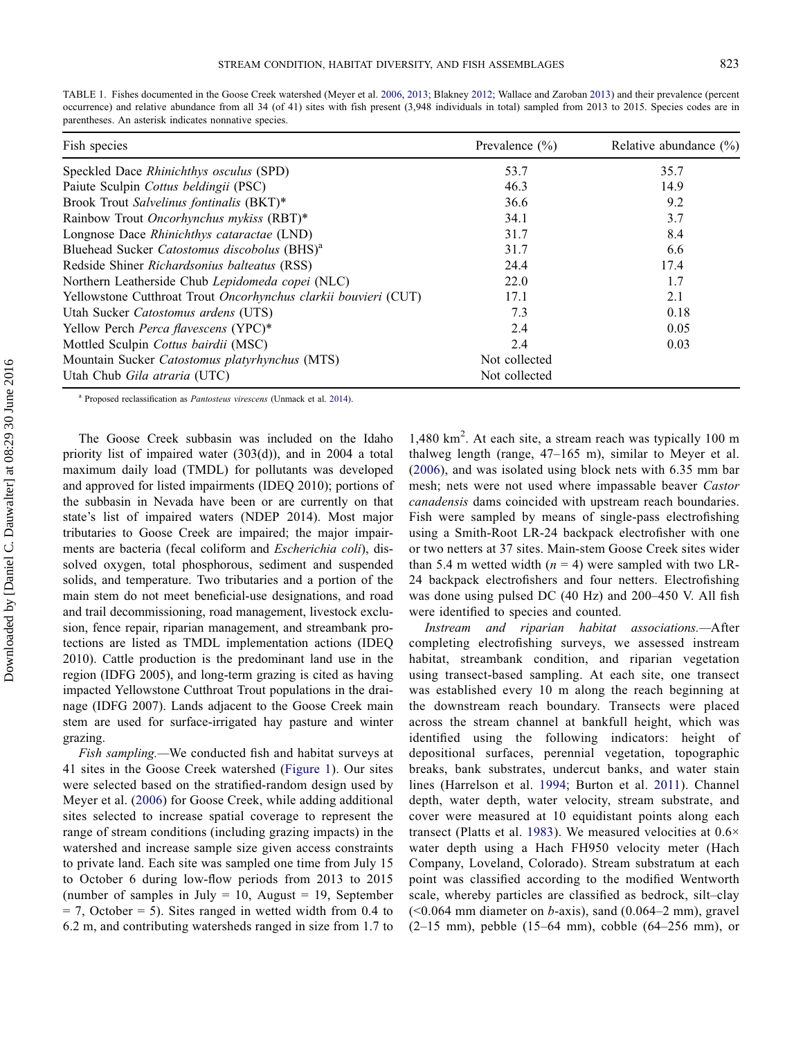TABLE 1. Fishes documented in the Goose Creek watershed (Meyer et al. 2006, 2013; Blakney 2012; Wallace and Zaroban 2013) and their prevalence (percent occurrence) and relative abundance from all 34 (of 41) sites with fish present (3,948 individuals in total) sampled from 2013 to 2015. Species codes are in parentheses. An asterisk indicates nonnative species.

| Fish species | Prevalence (%) | Relative abundance (%) |
|---|---|---|
| Speckled Dace *Rhinichthys osculus* (SPD) | 53.7 | 35.7 |
| Paiute Sculpin *Cottus beldingii* (PSC) | 46.3 | 14.9 |
| Brook Trout *Salvelinus fontinalis* (BKT)* | 36.6 | 9.2 |
| Rainbow Trout *Oncorhynchus mykiss* (RBT)* | 34.1 | 3.7 |
| Longnose Dace *Rhinichthys cataractae* (LND) | 31.7 | 8.4 |
| Bluehead Sucker *Catostomus discobolus* (BHS)[a] | 31.7 | 6.6 |
| Redside Shiner *Richardsonius balteatus* (RSS) | 24.4 | 17.4 |
| Northern Leatherside Chub *Lepidomeda copei* (NLC) | 22.0 | 1.7 |
| Yellowstone Cutthroat Trout *Oncorhynchus clarkii bouvieri* (CUT) | 17.1 | 2.1 |
| Utah Sucker *Catostomus ardens* (UTS) | 7.3 | 0.18 |
| Yellow Perch *Perca flavescens* (YPC)* | 2.4 | 0.05 |
| Mottled Sculpin *Cottus bairdii* (MSC) | 2.4 | 0.03 |
| Mountain Sucker *Catostomus platyrhynchus* (MTS) | Not collected | |
| Utah Chub *Gila atraria* (UTC) | Not collected | |

[a] Proposed reclassification as *Pantosteus virescens* (Unmack et al. 2014).

The Goose Creek subbasin was included on the Idaho priority list of impaired water (303(d)), and in 2004 a total maximum daily load (TMDL) for pollutants was developed and approved for listed impairments (IDEQ 2010); portions of the subbasin in Nevada have been or are currently on that state's list of impaired waters (NDEP 2014). Most major tributaries to Goose Creek are impaired; the major impairments are bacteria (fecal coliform and *Escherichia coli*), dissolved oxygen, total phosphorous, sediment and suspended solids, and temperature. Two tributaries and a portion of the main stem do not meet beneficial-use designations, and road and trail decommissioning, road management, livestock exclusion, fence repair, riparian management, and streambank protections are listed as TMDL implementation actions (IDEQ 2010). Cattle production is the predominant land use in the region (IDFG 2005), and long-term grazing is cited as having impacted Yellowstone Cutthroat Trout populations in the drainage (IDFG 2007). Lands adjacent to the Goose Creek main stem are used for surface-irrigated hay pasture and winter grazing.

*Fish sampling.*—We conducted fish and habitat surveys at 41 sites in the Goose Creek watershed (Figure 1). Our sites were selected based on the stratified-random design used by Meyer et al. (2006) for Goose Creek, while adding additional sites selected to increase spatial coverage to represent the range of stream conditions (including grazing impacts) in the watershed and increase sample size given access constraints to private land. Each site was sampled one time from July 15 to October 6 during low-flow periods from 2013 to 2015 (number of samples in July = 10, August = 19, September = 7, October = 5). Sites ranged in wetted width from 0.4 to 6.2 m, and contributing watersheds ranged in size from 1.7 to 1,480 km$^2$. At each site, a stream reach was typically 100 m thalweg length (range, 47–165 m), similar to Meyer et al. (2006), and was isolated using block nets with 6.35 mm bar mesh; nets were not used where impassable beaver *Castor canadensis* dams coincided with upstream reach boundaries. Fish were sampled by means of single-pass electrofishing using a Smith-Root LR-24 backpack electrofisher with one or two netters at 37 sites. Main-stem Goose Creek sites wider than 5.4 m wetted width ($n$ = 4) were sampled with two LR-24 backpack electrofishers and four netters. Electrofishing was done using pulsed DC (40 Hz) and 200–450 V. All fish were identified to species and counted.

*Instream and riparian habitat associations.*—After completing electrofishing surveys, we assessed instream habitat, streambank condition, and riparian vegetation using transect-based sampling. At each site, one transect was established every 10 m along the reach beginning at the downstream reach boundary. Transects were placed across the stream channel at bankfull height, which was identified using the following indicators: height of depositional surfaces, perennial vegetation, topographic breaks, bank substrates, undercut banks, and water stain lines (Harrelson et al. 1994; Burton et al. 2011). Channel depth, water depth, water velocity, stream substrate, and cover were measured at 10 equidistant points along each transect (Platts et al. 1983). We measured velocities at 0.6× water depth using a Hach FH950 velocity meter (Hach Company, Loveland, Colorado). Stream substratum at each point was classified according to the modified Wentworth scale, whereby particles are classified as bedrock, silt–clay (<0.064 mm diameter on *b*-axis), sand (0.064–2 mm), gravel (2–15 mm), pebble (15–64 mm), cobble (64–256 mm), or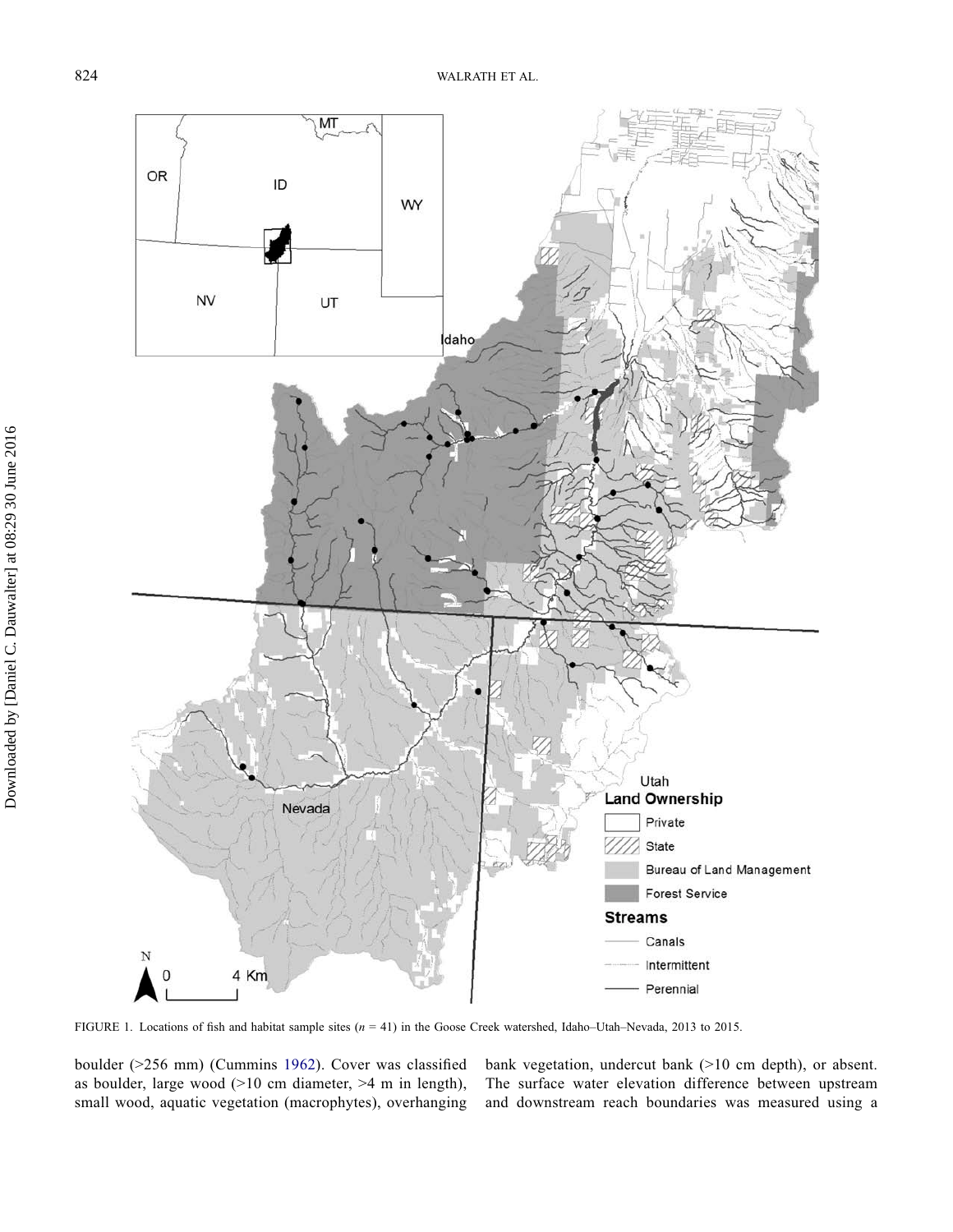FIGURE 1. Locations of fish and habitat sample sites ($n$ = 41) in the Goose Creek watershed, Idaho–Utah–Nevada, 2013 to 2015.

boulder (>256 mm) (Cummins 1962). Cover was classified as boulder, large wood (>10 cm diameter, >4 m in length), small wood, aquatic vegetation (macrophytes), overhanging bank vegetation, undercut bank (>10 cm depth), or absent. The surface water elevation difference between upstream and downstream reach boundaries was measured using a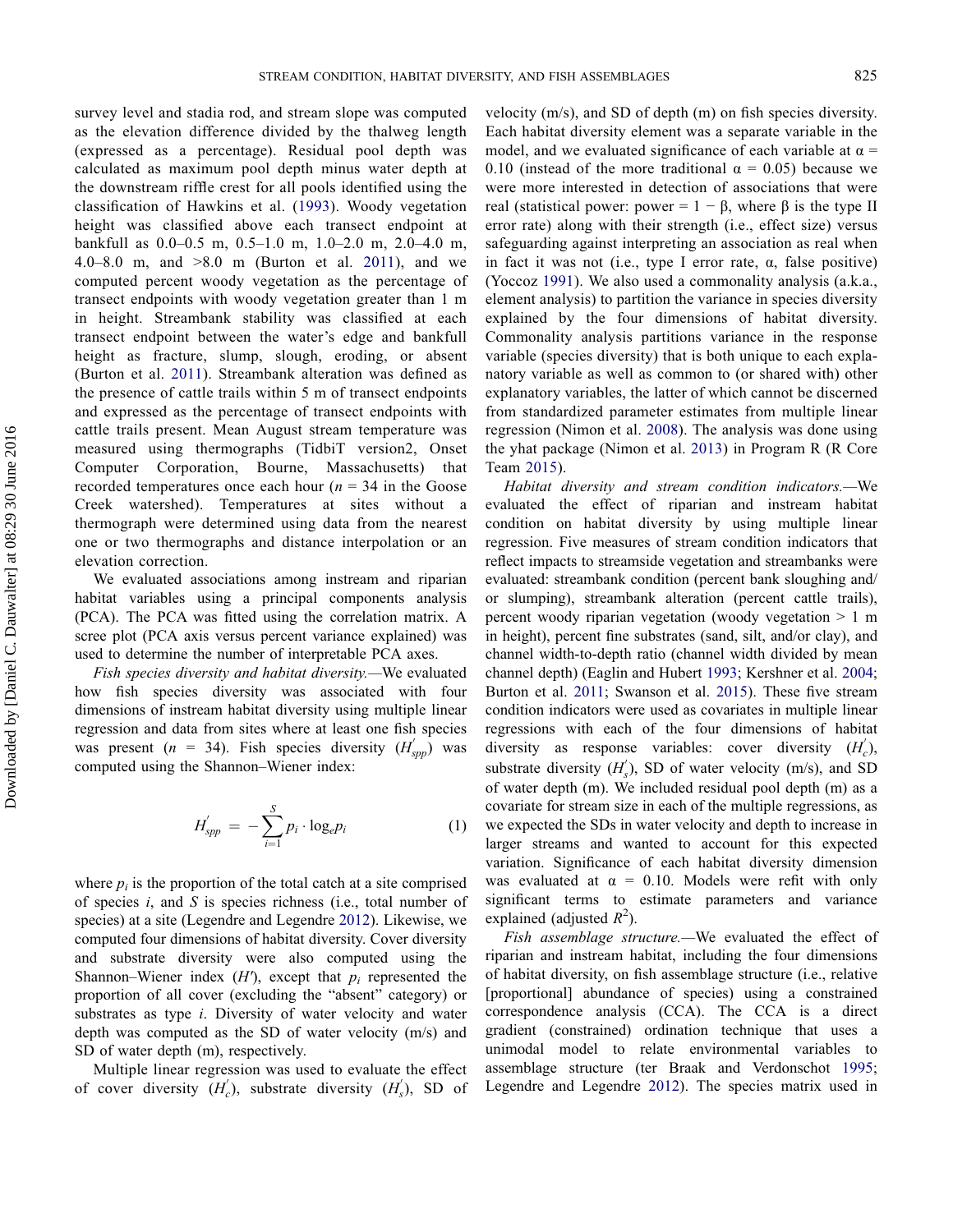survey level and stadia rod, and stream slope was computed as the elevation difference divided by the thalweg length (expressed as a percentage). Residual pool depth was calculated as maximum pool depth minus water depth at the downstream riffle crest for all pools identified using the classification of Hawkins et al. (1993). Woody vegetation height was classified above each transect endpoint at bankfull as 0.0–0.5 m, 0.5–1.0 m, 1.0–2.0 m, 2.0–4.0 m, 4.0–8.0 m, and >8.0 m (Burton et al. 2011), and we computed percent woody vegetation as the percentage of transect endpoints with woody vegetation greater than 1 m in height. Streambank stability was classified at each transect endpoint between the water's edge and bankfull height as fracture, slump, slough, eroding, or absent (Burton et al. 2011). Streambank alteration was defined as the presence of cattle trails within 5 m of transect endpoints and expressed as the percentage of transect endpoints with cattle trails present. Mean August stream temperature was measured using thermographs (TidbiT version2, Onset Computer Corporation, Bourne, Massachusetts) that recorded temperatures once each hour ($n$ = 34 in the Goose Creek watershed). Temperatures at sites without a thermograph were determined using data from the nearest one or two thermographs and distance interpolation or an elevation correction.

We evaluated associations among instream and riparian habitat variables using a principal components analysis (PCA). The PCA was fitted using the correlation matrix. A scree plot (PCA axis versus percent variance explained) was used to determine the number of interpretable PCA axes.

*Fish species diversity and habitat diversity.*—We evaluated how fish species diversity was associated with four dimensions of instream habitat diversity using multiple linear regression and data from sites where at least one fish species was present ($n$ = 34). Fish species diversity ($H'_{spp}$) was computed using the Shannon–Wiener index:

$$H'_{spp} = -\sum_{i=1}^{S} p_i \cdot \log_e p_i \tag{1}$$

where $p_i$ is the proportion of the total catch at a site comprised of species $i$, and $S$ is species richness (i.e., total number of species) at a site (Legendre and Legendre 2012). Likewise, we computed four dimensions of habitat diversity. Cover diversity and substrate diversity were also computed using the Shannon–Wiener index ($H'$), except that $p_i$ represented the proportion of all cover (excluding the "absent" category) or substrates as type $i$. Diversity of water velocity and water depth was computed as the SD of water velocity (m/s) and SD of water depth (m), respectively.

Multiple linear regression was used to evaluate the effect of cover diversity ($H'_c$), substrate diversity ($H'_s$), SD of velocity (m/s), and SD of depth (m) on fish species diversity. Each habitat diversity element was a separate variable in the model, and we evaluated significance of each variable at $\alpha$ = 0.10 (instead of the more traditional $\alpha$ = 0.05) because we were more interested in detection of associations that were real (statistical power: power = 1 − $\beta$, where $\beta$ is the type II error rate) along with their strength (i.e., effect size) versus safeguarding against interpreting an association as real when in fact it was not (i.e., type I error rate, $\alpha$, false positive) (Yoccoz 1991). We also used a commonality analysis (a.k.a., element analysis) to partition the variance in species diversity explained by the four dimensions of habitat diversity. Commonality analysis partitions variance in the response variable (species diversity) that is both unique to each explanatory variable as well as common to (or shared with) other explanatory variables, the latter of which cannot be discerned from standardized parameter estimates from multiple linear regression (Nimon et al. 2008). The analysis was done using the yhat package (Nimon et al. 2013) in Program R (R Core Team 2015).

*Habitat diversity and stream condition indicators.*—We evaluated the effect of riparian and instream habitat condition on habitat diversity by using multiple linear regression. Five measures of stream condition indicators that reflect impacts to streamside vegetation and streambanks were evaluated: streambank condition (percent bank sloughing and/or slumping), streambank alteration (percent cattle trails), percent woody riparian vegetation (woody vegetation > 1 m in height), percent fine substrates (sand, silt, and/or clay), and channel width-to-depth ratio (channel width divided by mean channel depth) (Eaglin and Hubert 1993; Kershner et al. 2004; Burton et al. 2011; Swanson et al. 2015). These five stream condition indicators were used as covariates in multiple linear regressions with each of the four dimensions of habitat diversity as response variables: cover diversity ($H'_c$), substrate diversity ($H'_s$), SD of water velocity (m/s), and SD of water depth (m). We included residual pool depth (m) as a covariate for stream size in each of the multiple regressions, as we expected the SDs in water velocity and depth to increase in larger streams and wanted to account for this expected variation. Significance of each habitat diversity dimension was evaluated at $\alpha$ = 0.10. Models were refit with only significant terms to estimate parameters and variance explained (adjusted $R^2$).

*Fish assemblage structure.*—We evaluated the effect of riparian and instream habitat, including the four dimensions of habitat diversity, on fish assemblage structure (i.e., relative [proportional] abundance of species) using a constrained correspondence analysis (CCA). The CCA is a direct gradient (constrained) ordination technique that uses a unimodal model to relate environmental variables to assemblage structure (ter Braak and Verdonschot 1995; Legendre and Legendre 2012). The species matrix used in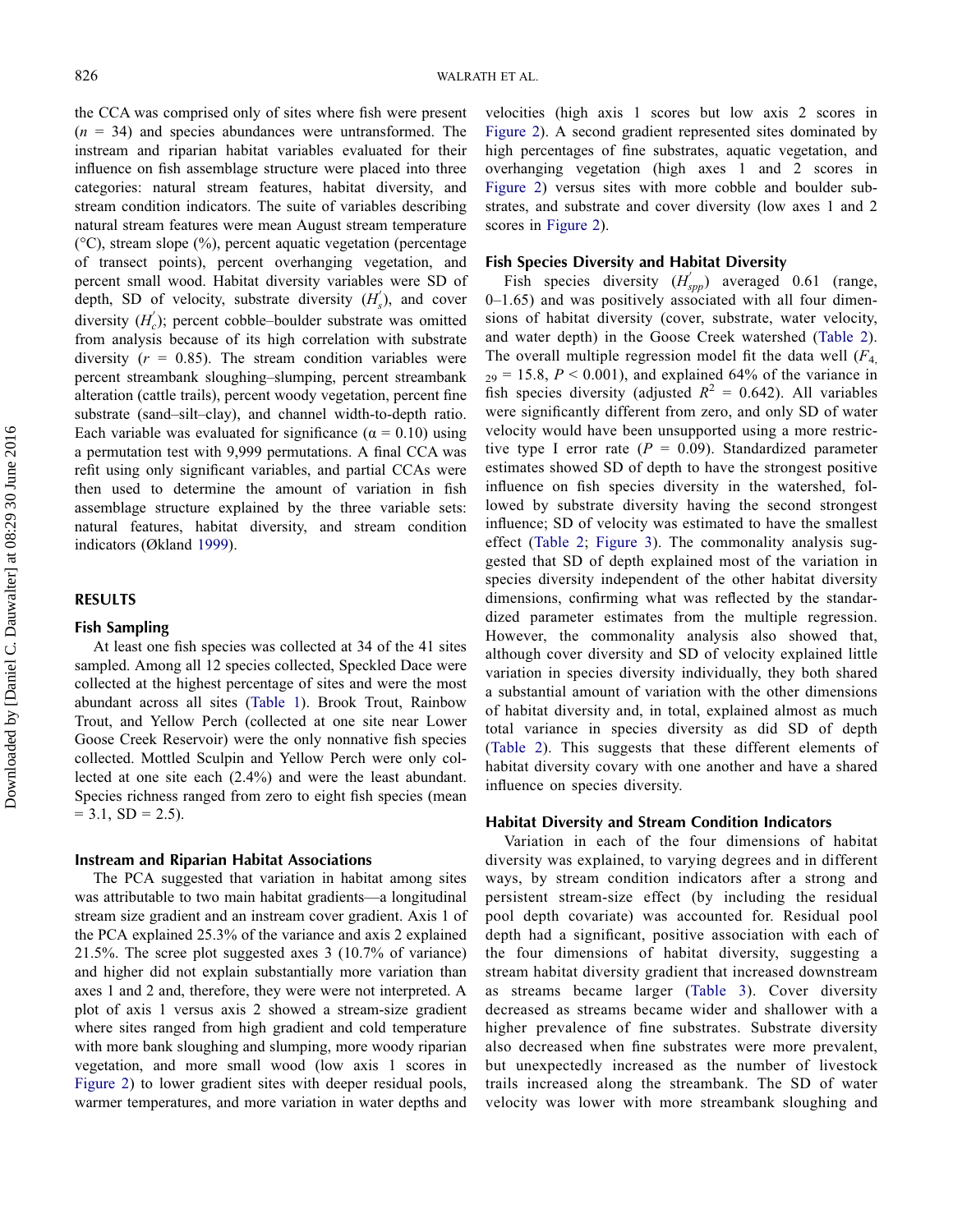the CCA was comprised only of sites where fish were present ($n$ = 34) and species abundances were untransformed. The instream and riparian habitat variables evaluated for their influence on fish assemblage structure were placed into three categories: natural stream features, habitat diversity, and stream condition indicators. The suite of variables describing natural stream features were mean August stream temperature (°C), stream slope (%), percent aquatic vegetation (percentage of transect points), percent overhanging vegetation, and percent small wood. Habitat diversity variables were SD of depth, SD of velocity, substrate diversity ($H_s'$), and cover diversity ($H_c'$); percent cobble–boulder substrate was omitted from analysis because of its high correlation with substrate diversity ($r$ = 0.85). The stream condition variables were percent streambank sloughing–slumping, percent streambank alteration (cattle trails), percent woody vegetation, percent fine substrate (sand–silt–clay), and channel width-to-depth ratio. Each variable was evaluated for significance ($\alpha$ = 0.10) using a permutation test with 9,999 permutations. A final CCA was refit using only significant variables, and partial CCAs were then used to determine the amount of variation in fish assemblage structure explained by the three variable sets: natural features, habitat diversity, and stream condition indicators (Økland 1999).

## RESULTS

### Fish Sampling

At least one fish species was collected at 34 of the 41 sites sampled. Among all 12 species collected, Speckled Dace were collected at the highest percentage of sites and were the most abundant across all sites (Table 1). Brook Trout, Rainbow Trout, and Yellow Perch (collected at one site near Lower Goose Creek Reservoir) were the only nonnative fish species collected. Mottled Sculpin and Yellow Perch were only collected at one site each (2.4%) and were the least abundant. Species richness ranged from zero to eight fish species (mean = 3.1, SD = 2.5).

### Instream and Riparian Habitat Associations

The PCA suggested that variation in habitat among sites was attributable to two main habitat gradients—a longitudinal stream size gradient and an instream cover gradient. Axis 1 of the PCA explained 25.3% of the variance and axis 2 explained 21.5%. The scree plot suggested axes 3 (10.7% of variance) and higher did not explain substantially more variation than axes 1 and 2 and, therefore, they were were not interpreted. A plot of axis 1 versus axis 2 showed a stream-size gradient where sites ranged from high gradient and cold temperature with more bank sloughing and slumping, more woody riparian vegetation, and more small wood (low axis 1 scores in Figure 2) to lower gradient sites with deeper residual pools, warmer temperatures, and more variation in water depths and velocities (high axis 1 scores but low axis 2 scores in Figure 2). A second gradient represented sites dominated by high percentages of fine substrates, aquatic vegetation, and overhanging vegetation (high axes 1 and 2 scores in Figure 2) versus sites with more cobble and boulder substrates, and substrate and cover diversity (low axes 1 and 2 scores in Figure 2).

### Fish Species Diversity and Habitat Diversity

Fish species diversity ($H_{spp}'$) averaged 0.61 (range, 0–1.65) and was positively associated with all four dimensions of habitat diversity (cover, substrate, water velocity, and water depth) in the Goose Creek watershed (Table 2). The overall multiple regression model fit the data well ($F_{4, 29}$ = 15.8, $P$ < 0.001), and explained 64% of the variance in fish species diversity (adjusted $R^2$ = 0.642). All variables were significantly different from zero, and only SD of water velocity would have been unsupported using a more restrictive type I error rate ($P$ = 0.09). Standardized parameter estimates showed SD of depth to have the strongest positive influence on fish species diversity in the watershed, followed by substrate diversity having the second strongest influence; SD of velocity was estimated to have the smallest effect (Table 2; Figure 3). The commonality analysis suggested that SD of depth explained most of the variation in species diversity independent of the other habitat diversity dimensions, confirming what was reflected by the standardized parameter estimates from the multiple regression. However, the commonality analysis also showed that, although cover diversity and SD of velocity explained little variation in species diversity individually, they both shared a substantial amount of variation with the other dimensions of habitat diversity and, in total, explained almost as much total variance in species diversity as did SD of depth (Table 2). This suggests that these different elements of habitat diversity covary with one another and have a shared influence on species diversity.

### Habitat Diversity and Stream Condition Indicators

Variation in each of the four dimensions of habitat diversity was explained, to varying degrees and in different ways, by stream condition indicators after a strong and persistent stream-size effect (by including the residual pool depth covariate) was accounted for. Residual pool depth had a significant, positive association with each of the four dimensions of habitat diversity, suggesting a stream habitat diversity gradient that increased downstream as streams became larger (Table 3). Cover diversity decreased as streams became wider and shallower with a higher prevalence of fine substrates. Substrate diversity also decreased when fine substrates were more prevalent, but unexpectedly increased as the number of livestock trails increased along the streambank. The SD of water velocity was lower with more streambank sloughing and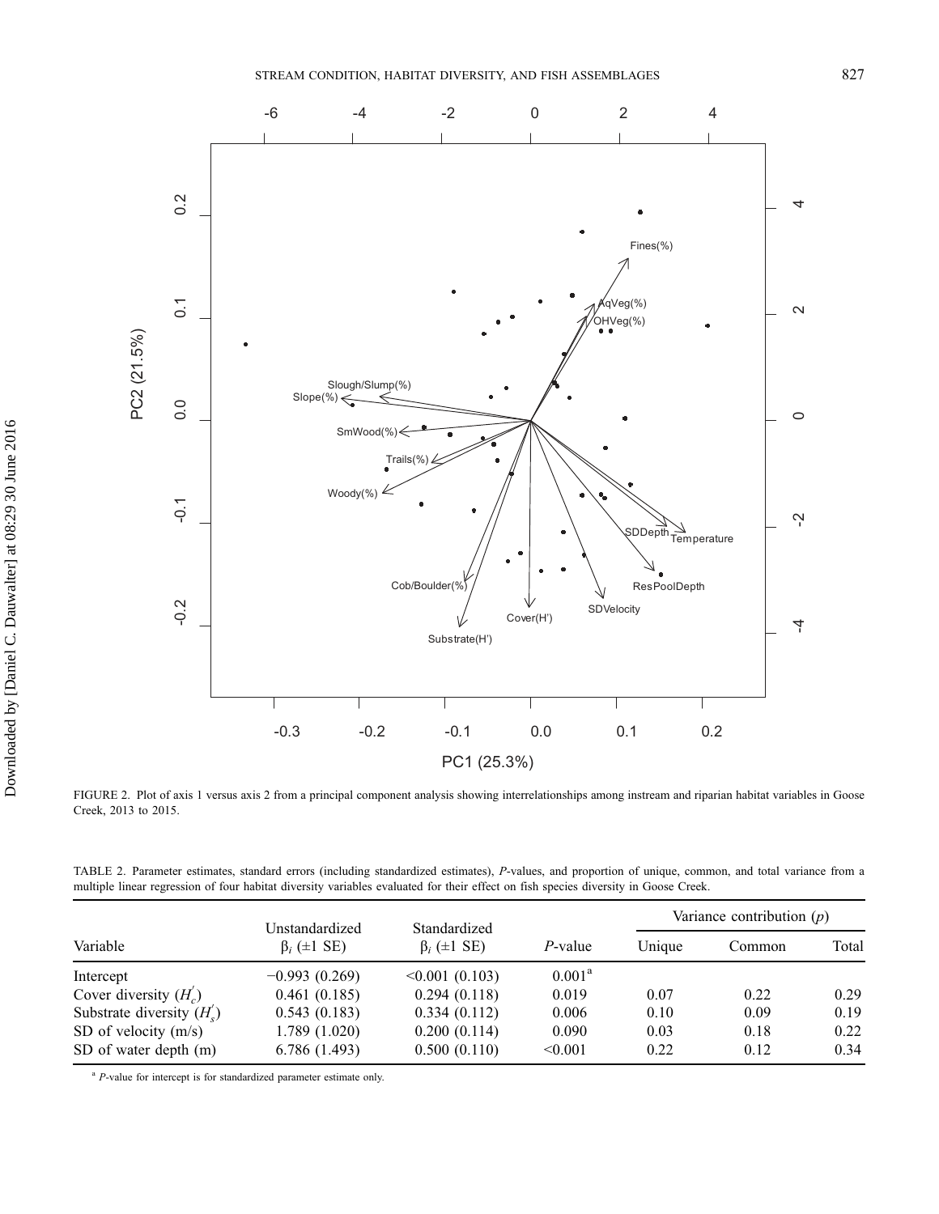FIGURE 2. Plot of axis 1 versus axis 2 from a principal component analysis showing interrelationships among instream and riparian habitat variables in Goose Creek, 2013 to 2015.

TABLE 2. Parameter estimates, standard errors (including standardized estimates), P-values, and proportion of unique, common, and total variance from a multiple linear regression of four habitat diversity variables evaluated for their effect on fish species diversity in Goose Creek.

| Variable | Unstandardized $\beta_i$ (±1 SE) | Standardized $\beta_i$ (±1 SE) | P-value | Variance contribution ($p$) | | |
|---|---|---|---|---|---|---|
| | | | | Unique | Common | Total |
| Intercept | −0.993 (0.269) | <0.001 (0.103) | 0.001[a] | | | |
| Cover diversity ($H_c'$) | 0.461 (0.185) | 0.294 (0.118) | 0.019 | 0.07 | 0.22 | 0.29 |
| Substrate diversity ($H_s'$) | 0.543 (0.183) | 0.334 (0.112) | 0.006 | 0.10 | 0.09 | 0.19 |
| SD of velocity (m/s) | 1.789 (1.020) | 0.200 (0.114) | 0.090 | 0.03 | 0.18 | 0.22 |
| SD of water depth (m) | 6.786 (1.493) | 0.500 (0.110) | <0.001 | 0.22 | 0.12 | 0.34 |

[a] P-value for intercept is for standardized parameter estimate only.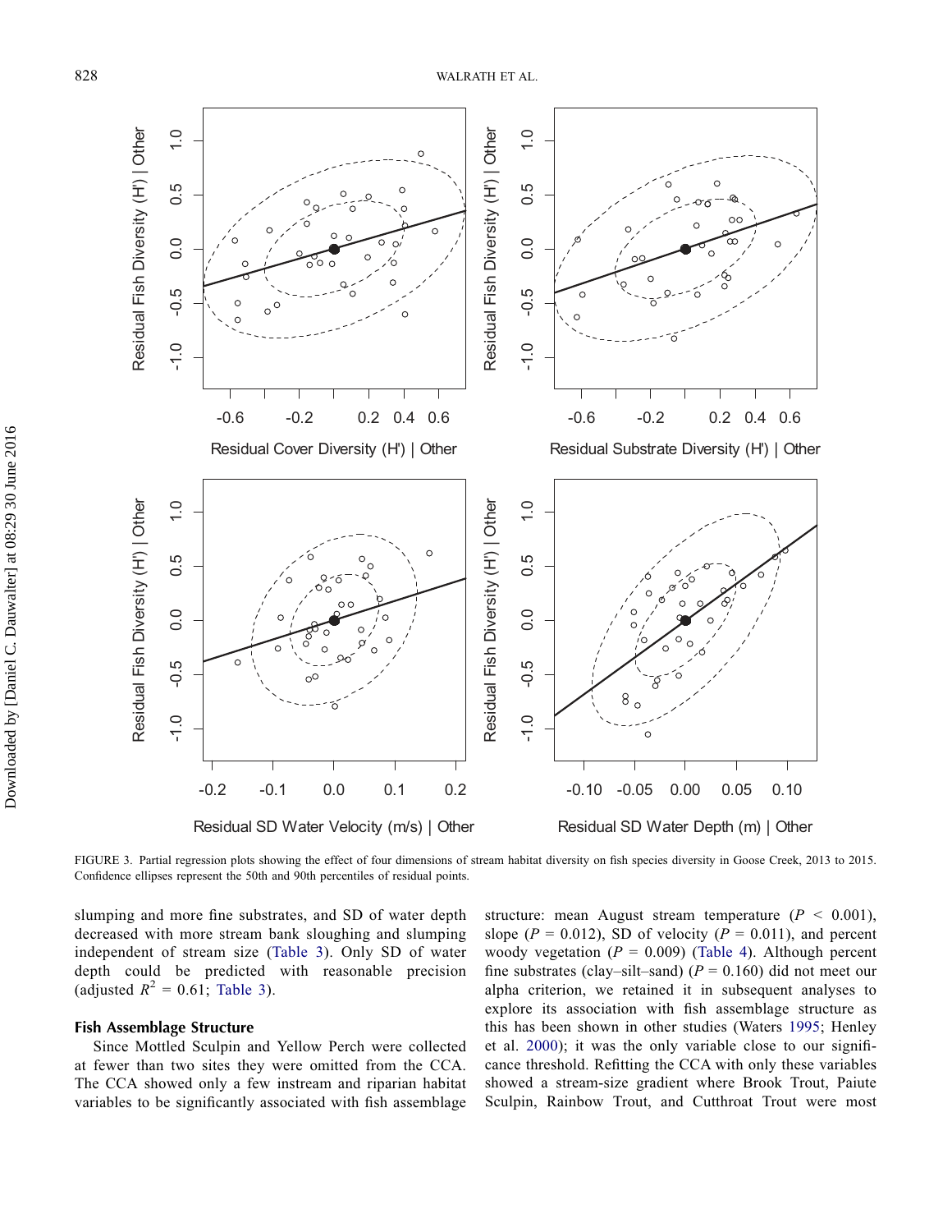FIGURE 3. Partial regression plots showing the effect of four dimensions of stream habitat diversity on fish species diversity in Goose Creek, 2013 to 2015. Confidence ellipses represent the 50th and 90th percentiles of residual points.

slumping and more fine substrates, and SD of water depth decreased with more stream bank sloughing and slumping independent of stream size (Table 3). Only SD of water depth could be predicted with reasonable precision (adjusted $R^2 = 0.61$; Table 3).

### Fish Assemblage Structure

Since Mottled Sculpin and Yellow Perch were collected at fewer than two sites they were omitted from the CCA. The CCA showed only a few instream and riparian habitat variables to be significantly associated with fish assemblage structure: mean August stream temperature ($P < 0.001$), slope ($P = 0.012$), SD of velocity ($P = 0.011$), and percent woody vegetation ($P = 0.009$) (Table 4). Although percent fine substrates (clay–silt–sand) ($P = 0.160$) did not meet our alpha criterion, we retained it in subsequent analyses to explore its association with fish assemblage structure as this has been shown in other studies (Waters 1995; Henley et al. 2000); it was the only variable close to our significance threshold. Refitting the CCA with only these variables showed a stream-size gradient where Brook Trout, Paiute Sculpin, Rainbow Trout, and Cutthroat Trout were most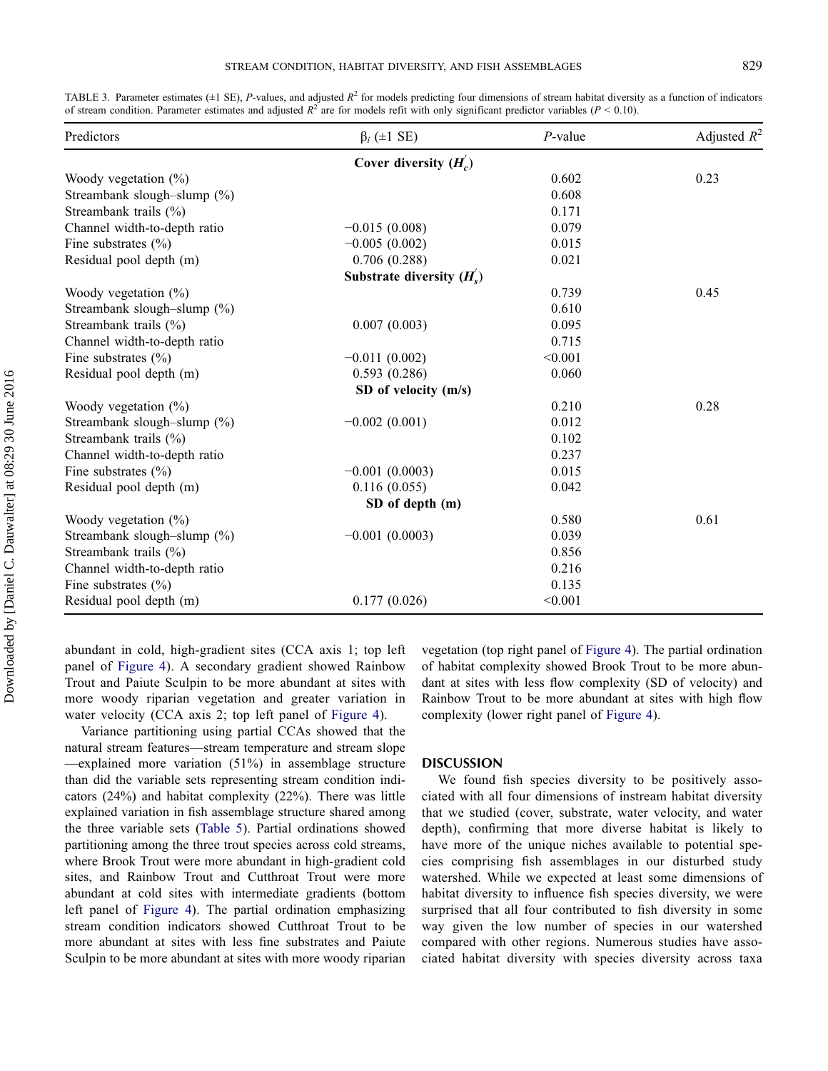TABLE 3. Parameter estimates (±1 SE), *P*-values, and adjusted $R^2$ for models predicting four dimensions of stream habitat diversity as a function of indicators of stream condition. Parameter estimates and adjusted $R^2$ are for models refit with only significant predictor variables ($P < 0.10$).

| Predictors | $\beta_i$ (±1 SE) | *P*-value | Adjusted $R^2$ |
|---|---|---|---|
| | **Cover diversity ($H'_c$)** | | |
| Woody vegetation (%) | | 0.602 | 0.23 |
| Streambank slough–slump (%) | | 0.608 | |
| Streambank trails (%) | | 0.171 | |
| Channel width-to-depth ratio | −0.015 (0.008) | 0.079 | |
| Fine substrates (%) | −0.005 (0.002) | 0.015 | |
| Residual pool depth (m) | 0.706 (0.288) | 0.021 | |
| | **Substrate diversity ($H'_s$)** | | |
| Woody vegetation (%) | | 0.739 | 0.45 |
| Streambank slough–slump (%) | | 0.610 | |
| Streambank trails (%) | 0.007 (0.003) | 0.095 | |
| Channel width-to-depth ratio | | 0.715 | |
| Fine substrates (%) | −0.011 (0.002) | <0.001 | |
| Residual pool depth (m) | 0.593 (0.286) | 0.060 | |
| | **SD of velocity (m/s)** | | |
| Woody vegetation (%) | | 0.210 | 0.28 |
| Streambank slough–slump (%) | −0.002 (0.001) | 0.012 | |
| Streambank trails (%) | | 0.102 | |
| Channel width-to-depth ratio | | 0.237 | |
| Fine substrates (%) | −0.001 (0.0003) | 0.015 | |
| Residual pool depth (m) | 0.116 (0.055) | 0.042 | |
| | **SD of depth (m)** | | |
| Woody vegetation (%) | | 0.580 | 0.61 |
| Streambank slough–slump (%) | −0.001 (0.0003) | 0.039 | |
| Streambank trails (%) | | 0.856 | |
| Channel width-to-depth ratio | | 0.216 | |
| Fine substrates (%) | | 0.135 | |
| Residual pool depth (m) | 0.177 (0.026) | <0.001 | |

abundant in cold, high-gradient sites (CCA axis 1; top left panel of Figure 4). A secondary gradient showed Rainbow Trout and Paiute Sculpin to be more abundant at sites with more woody riparian vegetation and greater variation in water velocity (CCA axis 2; top left panel of Figure 4).

Variance partitioning using partial CCAs showed that the natural stream features—stream temperature and stream slope—explained more variation (51%) in assemblage structure than did the variable sets representing stream condition indicators (24%) and habitat complexity (22%). There was little explained variation in fish assemblage structure shared among the three variable sets (Table 5). Partial ordinations showed partitioning among the three trout species across cold streams, where Brook Trout were more abundant in high-gradient cold sites, and Rainbow Trout and Cutthroat Trout were more abundant at cold sites with intermediate gradients (bottom left panel of Figure 4). The partial ordination emphasizing stream condition indicators showed Cutthroat Trout to be more abundant at sites with less fine substrates and Paiute Sculpin to be more abundant at sites with more woody riparian vegetation (top right panel of Figure 4). The partial ordination of habitat complexity showed Brook Trout to be more abundant at sites with less flow complexity (SD of velocity) and Rainbow Trout to be more abundant at sites with high flow complexity (lower right panel of Figure 4).

## DISCUSSION

We found fish species diversity to be positively associated with all four dimensions of instream habitat diversity that we studied (cover, substrate, water velocity, and water depth), confirming that more diverse habitat is likely to have more of the unique niches available to potential species comprising fish assemblages in our disturbed study watershed. While we expected at least some dimensions of habitat diversity to influence fish species diversity, we were surprised that all four contributed to fish diversity in some way given the low number of species in our watershed compared with other regions. Numerous studies have associated habitat diversity with species diversity across taxa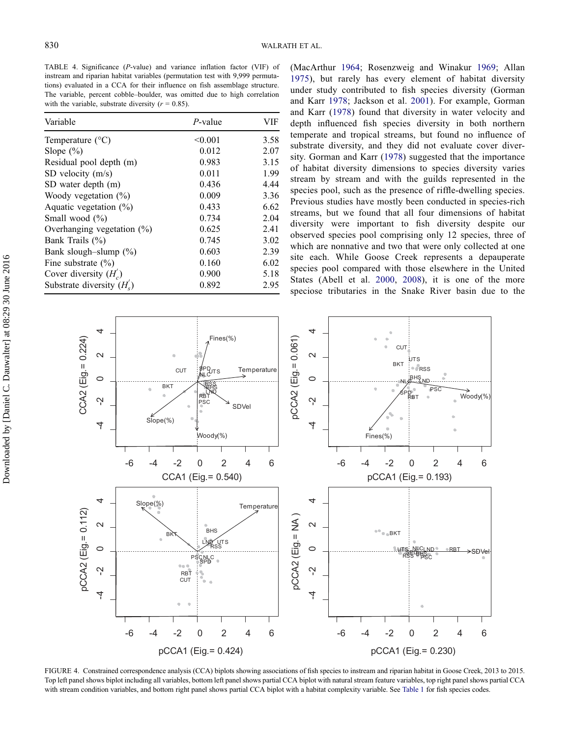TABLE 4. Significance (*P*-value) and variance inflation factor (VIF) of instream and riparian habitat variables (permutation test with 9,999 permutations) evaluated in a CCA for their influence on fish assemblage structure. The variable, percent cobble–boulder, was omitted due to high correlation with the variable, substrate diversity ($r = 0.85$).

| Variable | *P*-value | VIF |
|---|---|---|
| Temperature (°C) | <0.001 | 3.58 |
| Slope (%) | 0.012 | 2.07 |
| Residual pool depth (m) | 0.983 | 3.15 |
| SD velocity (m/s) | 0.011 | 1.99 |
| SD water depth (m) | 0.436 | 4.44 |
| Woody vegetation (%) | 0.009 | 3.36 |
| Aquatic vegetation (%) | 0.433 | 6.62 |
| Small wood (%) | 0.734 | 2.04 |
| Overhanging vegetation (%) | 0.625 | 2.41 |
| Bank Trails (%) | 0.745 | 3.02 |
| Bank slough–slump (%) | 0.603 | 2.39 |
| Fine substrate (%) | 0.160 | 6.02 |
| Cover diversity ($H'_c$) | 0.900 | 5.18 |
| Substrate diversity ($H'_s$) | 0.892 | 2.95 |

(MacArthur 1964; Rosenzweig and Winakur 1969; Allan 1975), but rarely has every element of habitat diversity under study contributed to fish species diversity (Gorman and Karr 1978; Jackson et al. 2001). For example, Gorman and Karr (1978) found that diversity in water velocity and depth influenced fish species diversity in both northern temperate and tropical streams, but found no influence of substrate diversity, and they did not evaluate cover diversity. Gorman and Karr (1978) suggested that the importance of habitat diversity dimensions to species diversity varies stream by stream and with the guilds represented in the species pool, such as the presence of riffle-dwelling species. Previous studies have mostly been conducted in species-rich streams, but we found that all four dimensions of habitat diversity were important to fish diversity despite our observed species pool comprising only 12 species, three of which are nonnative and two that were only collected at one site each. While Goose Creek represents a depauperate species pool compared with those elsewhere in the United States (Abell et al. 2000, 2008), it is one of the more speciose tributaries in the Snake River basin due to the

FIGURE 4. Constrained correspondence analysis (CCA) biplots showing associations of fish species to instream and riparian habitat in Goose Creek, 2013 to 2015. Top left panel shows biplot including all variables, bottom left panel shows partial CCA biplot with natural stream feature variables, top right panel shows partial CCA with stream condition variables, and bottom right panel shows partial CCA biplot with a habitat complexity variable. See Table 1 for fish species codes.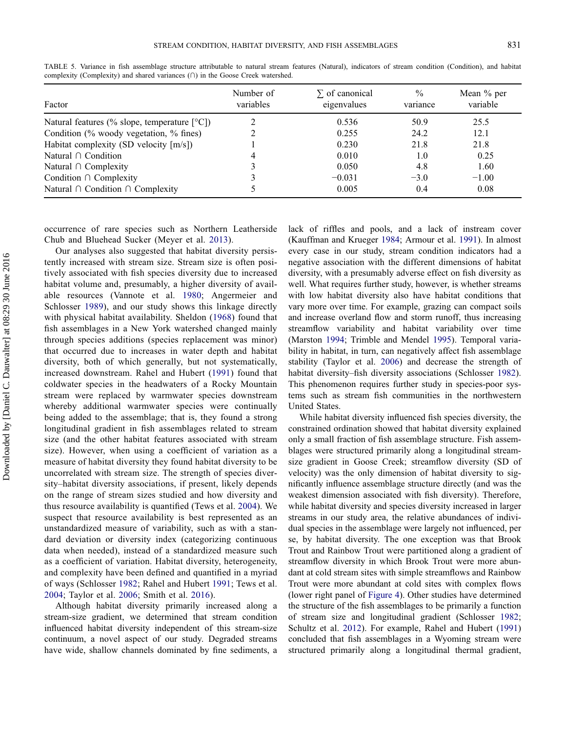TABLE 5. Variance in fish assemblage structure attributable to natural stream features (Natural), indicators of stream condition (Condition), and habitat complexity (Complexity) and shared variances (∩) in the Goose Creek watershed.

| Factor | Number of variables | ∑ of canonical eigenvalues | % variance | Mean % per variable |
|---|---|---|---|---|
| Natural features (% slope, temperature [°C]) | 2 | 0.536 | 50.9 | 25.5 |
| Condition (% woody vegetation, % fines) | 2 | 0.255 | 24.2 | 12.1 |
| Habitat complexity (SD velocity [m/s]) | 1 | 0.230 | 21.8 | 21.8 |
| Natural ∩ Condition | 4 | 0.010 | 1.0 | 0.25 |
| Natural ∩ Complexity | 3 | 0.050 | 4.8 | 1.60 |
| Condition ∩ Complexity | 3 | −0.031 | −3.0 | −1.00 |
| Natural ∩ Condition ∩ Complexity | 5 | 0.005 | 0.4 | 0.08 |

occurrence of rare species such as Northern Leatherside Chub and Bluehead Sucker (Meyer et al. 2013).

Our analyses also suggested that habitat diversity persistently increased with stream size. Stream size is often positively associated with fish species diversity due to increased habitat volume and, presumably, a higher diversity of available resources (Vannote et al. 1980; Angermeier and Schlosser 1989), and our study shows this linkage directly with physical habitat availability. Sheldon (1968) found that fish assemblages in a New York watershed changed mainly through species additions (species replacement was minor) that occurred due to increases in water depth and habitat diversity, both of which generally, but not systematically, increased downstream. Rahel and Hubert (1991) found that coldwater species in the headwaters of a Rocky Mountain stream were replaced by warmwater species downstream whereby additional warmwater species were continually being added to the assemblage; that is, they found a strong longitudinal gradient in fish assemblages related to stream size (and the other habitat features associated with stream size). However, when using a coefficient of variation as a measure of habitat diversity they found habitat diversity to be uncorrelated with stream size. The strength of species diversity–habitat diversity associations, if present, likely depends on the range of stream sizes studied and how diversity and thus resource availability is quantified (Tews et al. 2004). We suspect that resource availability is best represented as an unstandardized measure of variability, such as with a standard deviation or diversity index (categorizing continuous data when needed), instead of a standardized measure such as a coefficient of variation. Habitat diversity, heterogeneity, and complexity have been defined and quantified in a myriad of ways (Schlosser 1982; Rahel and Hubert 1991; Tews et al. 2004; Taylor et al. 2006; Smith et al. 2016).

Although habitat diversity primarily increased along a stream-size gradient, we determined that stream condition influenced habitat diversity independent of this stream-size continuum, a novel aspect of our study. Degraded streams have wide, shallow channels dominated by fine sediments, a lack of riffles and pools, and a lack of instream cover (Kauffman and Krueger 1984; Armour et al. 1991). In almost every case in our study, stream condition indicators had a negative association with the different dimensions of habitat diversity, with a presumably adverse effect on fish diversity as well. What requires further study, however, is whether streams with low habitat diversity also have habitat conditions that vary more over time. For example, grazing can compact soils and increase overland flow and storm runoff, thus increasing streamflow variability and habitat variability over time (Marston 1994; Trimble and Mendel 1995). Temporal variability in habitat, in turn, can negatively affect fish assemblage stability (Taylor et al. 2006) and decrease the strength of habitat diversity–fish diversity associations (Schlosser 1982). This phenomenon requires further study in species-poor systems such as stream fish communities in the northwestern United States.

While habitat diversity influenced fish species diversity, the constrained ordination showed that habitat diversity explained only a small fraction of fish assemblage structure. Fish assemblages were structured primarily along a longitudinal stream-size gradient in Goose Creek; streamflow diversity (SD of velocity) was the only dimension of habitat diversity to significantly influence assemblage structure directly (and was the weakest dimension associated with fish diversity). Therefore, while habitat diversity and species diversity increased in larger streams in our study area, the relative abundances of individual species in the assemblage were largely not influenced, per se, by habitat diversity. The one exception was that Brook Trout and Rainbow Trout were partitioned along a gradient of streamflow diversity in which Brook Trout were more abundant at cold stream sites with simple streamflows and Rainbow Trout were more abundant at cold sites with complex flows (lower right panel of Figure 4). Other studies have determined the structure of the fish assemblages to be primarily a function of stream size and longitudinal gradient (Schlosser 1982; Schultz et al. 2012). For example, Rahel and Hubert (1991) concluded that fish assemblages in a Wyoming stream were structured primarily along a longitudinal thermal gradient,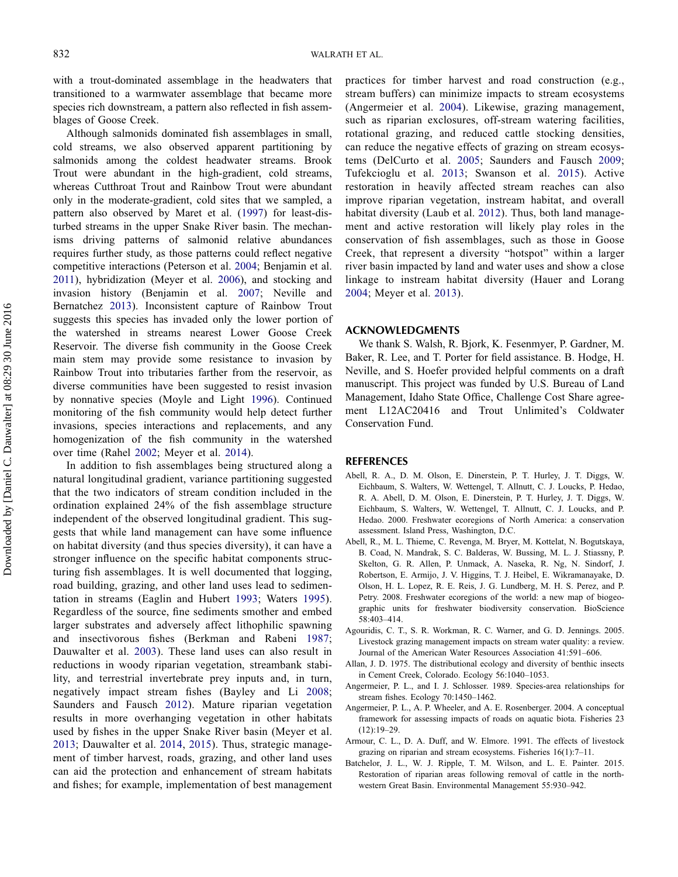with a trout-dominated assemblage in the headwaters that transitioned to a warmwater assemblage that became more species rich downstream, a pattern also reflected in fish assemblages of Goose Creek.

Although salmonids dominated fish assemblages in small, cold streams, we also observed apparent partitioning by salmonids among the coldest headwater streams. Brook Trout were abundant in the high-gradient, cold streams, whereas Cutthroat Trout and Rainbow Trout were abundant only in the moderate-gradient, cold sites that we sampled, a pattern also observed by Maret et al. (1997) for least-disturbed streams in the upper Snake River basin. The mechanisms driving patterns of salmonid relative abundances requires further study, as those patterns could reflect negative competitive interactions (Peterson et al. 2004; Benjamin et al. 2011), hybridization (Meyer et al. 2006), and stocking and invasion history (Benjamin et al. 2007; Neville and Bernatchez 2013). Inconsistent capture of Rainbow Trout suggests this species has invaded only the lower portion of the watershed in streams nearest Lower Goose Creek Reservoir. The diverse fish community in the Goose Creek main stem may provide some resistance to invasion by Rainbow Trout into tributaries farther from the reservoir, as diverse communities have been suggested to resist invasion by nonnative species (Moyle and Light 1996). Continued monitoring of the fish community would help detect further invasions, species interactions and replacements, and any homogenization of the fish community in the watershed over time (Rahel 2002; Meyer et al. 2014).

In addition to fish assemblages being structured along a natural longitudinal gradient, variance partitioning suggested that the two indicators of stream condition included in the ordination explained 24% of the fish assemblage structure independent of the observed longitudinal gradient. This suggests that while land management can have some influence on habitat diversity (and thus species diversity), it can have a stronger influence on the specific habitat components structuring fish assemblages. It is well documented that logging, road building, grazing, and other land uses lead to sedimentation in streams (Eaglin and Hubert 1993; Waters 1995). Regardless of the source, fine sediments smother and embed larger substrates and adversely affect lithophilic spawning and insectivorous fishes (Berkman and Rabeni 1987; Dauwalter et al. 2003). These land uses can also result in reductions in woody riparian vegetation, streambank stability, and terrestrial invertebrate prey inputs and, in turn, negatively impact stream fishes (Bayley and Li 2008; Saunders and Fausch 2012). Mature riparian vegetation results in more overhanging vegetation in other habitats used by fishes in the upper Snake River basin (Meyer et al. 2013; Dauwalter et al. 2014, 2015). Thus, strategic management of timber harvest, roads, grazing, and other land uses can aid the protection and enhancement of stream habitats and fishes; for example, implementation of best management practices for timber harvest and road construction (e.g., stream buffers) can minimize impacts to stream ecosystems (Angermeier et al. 2004). Likewise, grazing management, such as riparian exclosures, off-stream watering facilities, rotational grazing, and reduced cattle stocking densities, can reduce the negative effects of grazing on stream ecosystems (DelCurto et al. 2005; Saunders and Fausch 2009; Tufekcioglu et al. 2013; Swanson et al. 2015). Active restoration in heavily affected stream reaches can also improve riparian vegetation, instream habitat, and overall habitat diversity (Laub et al. 2012). Thus, both land management and active restoration will likely play roles in the conservation of fish assemblages, such as those in Goose Creek, that represent a diversity "hotspot" within a larger river basin impacted by land and water uses and show a close linkage to instream habitat diversity (Hauer and Lorang 2004; Meyer et al. 2013).

## ACKNOWLEDGMENTS

We thank S. Walsh, R. Bjork, K. Fesenmyer, P. Gardner, M. Baker, R. Lee, and T. Porter for field assistance. B. Hodge, H. Neville, and S. Hoefer provided helpful comments on a draft manuscript. This project was funded by U.S. Bureau of Land Management, Idaho State Office, Challenge Cost Share agreement L12AC20416 and Trout Unlimited's Coldwater Conservation Fund.

## REFERENCES

Abell, R. A., D. M. Olson, E. Dinerstein, P. T. Hurley, J. T. Diggs, W. Eichbaum, S. Walters, W. Wettengel, T. Allnutt, C. J. Loucks, P. Hedao, R. A. Abell, D. M. Olson, E. Dinerstein, P. T. Hurley, J. T. Diggs, W. Eichbaum, S. Walters, W. Wettengel, T. Allnutt, C. J. Loucks, and P. Hedao. 2000. Freshwater ecoregions of North America: a conservation assessment. Island Press, Washington, D.C.

Abell, R., M. L. Thieme, C. Revenga, M. Bryer, M. Kottelat, N. Bogutskaya, B. Coad, N. Mandrak, S. C. Balderas, W. Bussing, M. L. J. Stiassny, P. Skelton, G. R. Allen, P. Unmack, A. Naseka, R. Ng, N. Sindorf, J. Robertson, E. Armijo, J. V. Higgins, T. J. Heibel, E. Wikramanayake, D. Olson, H. L. Lopez, R. E. Reis, J. G. Lundberg, M. H. S. Perez, and P. Petry. 2008. Freshwater ecoregions of the world: a new map of biogeographic units for freshwater biodiversity conservation. BioScience 58:403–414.

Agouridis, C. T., S. R. Workman, R. C. Warner, and G. D. Jennings. 2005. Livestock grazing management impacts on stream water quality: a review. Journal of the American Water Resources Association 41:591–606.

Allan, J. D. 1975. The distributional ecology and diversity of benthic insects in Cement Creek, Colorado. Ecology 56:1040–1053.

Angermeier, P. L., and I. J. Schlosser. 1989. Species-area relationships for stream fishes. Ecology 70:1450–1462.

Angermeier, P. L., A. P. Wheeler, and A. E. Rosenberger. 2004. A conceptual framework for assessing impacts of roads on aquatic biota. Fisheries 23 (12):19–29.

Armour, C. L., D. A. Duff, and W. Elmore. 1991. The effects of livestock grazing on riparian and stream ecosystems. Fisheries 16(1):7–11.

Batchelor, J. L., W. J. Ripple, T. M. Wilson, and L. E. Painter. 2015. Restoration of riparian areas following removal of cattle in the northwestern Great Basin. Environmental Management 55:930–942.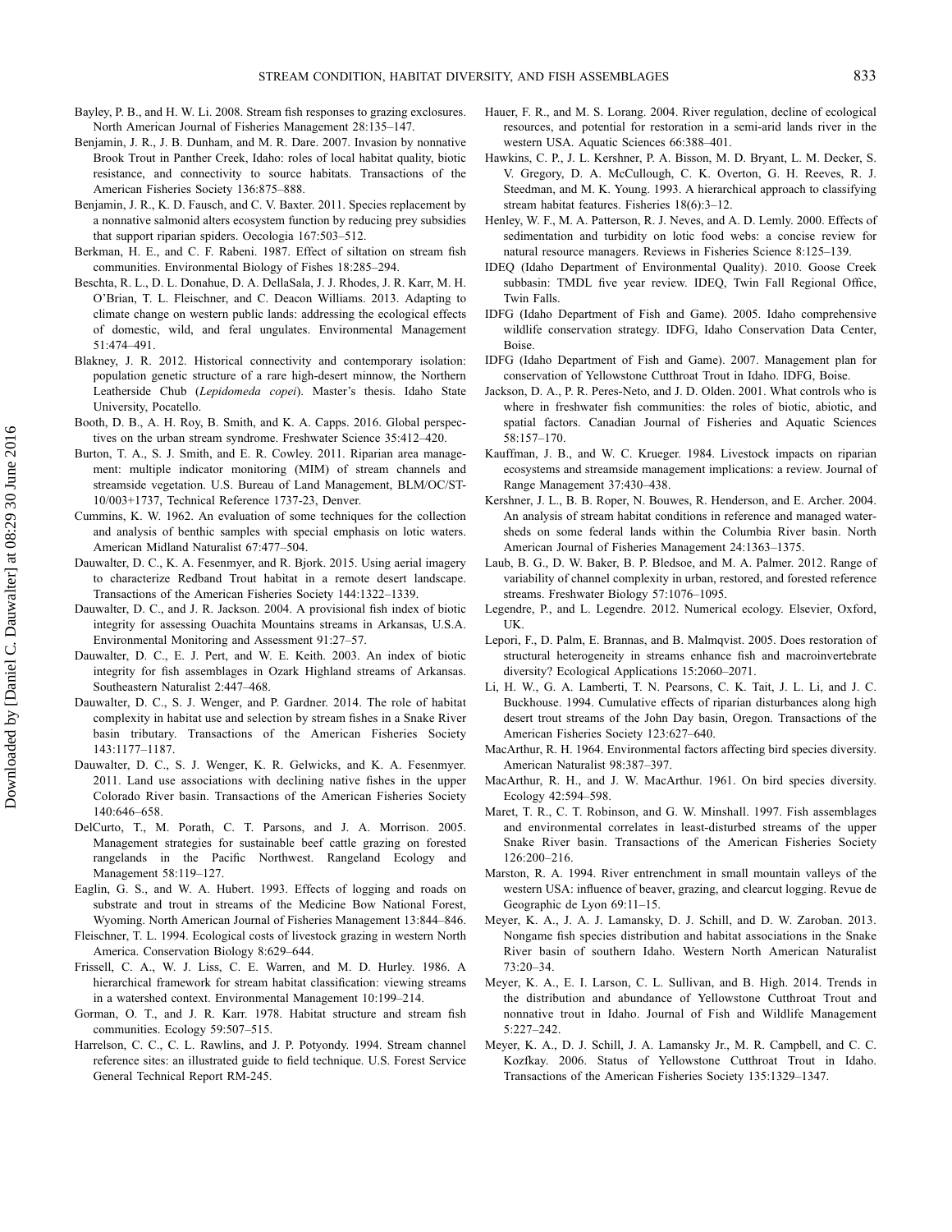Bayley, P. B., and H. W. Li. 2008. Stream fish responses to grazing exclosures. North American Journal of Fisheries Management 28:135–147.

Benjamin, J. R., J. B. Dunham, and M. R. Dare. 2007. Invasion by nonnative Brook Trout in Panther Creek, Idaho: roles of local habitat quality, biotic resistance, and connectivity to source habitats. Transactions of the American Fisheries Society 136:875–888.

Benjamin, J. R., K. D. Fausch, and C. V. Baxter. 2011. Species replacement by a nonnative salmonid alters ecosystem function by reducing prey subsidies that support riparian spiders. Oecologia 167:503–512.

Berkman, H. E., and C. F. Rabeni. 1987. Effect of siltation on stream fish communities. Environmental Biology of Fishes 18:285–294.

Beschta, R. L., D. L. Donahue, D. A. DellaSala, J. J. Rhodes, J. R. Karr, M. H. O'Brian, T. L. Fleischner, and C. Deacon Williams. 2013. Adapting to climate change on western public lands: addressing the ecological effects of domestic, wild, and feral ungulates. Environmental Management 51:474–491.

Blakney, J. R. 2012. Historical connectivity and contemporary isolation: population genetic structure of a rare high-desert minnow, the Northern Leatherside Chub (*Lepidomeda copei*). Master's thesis. Idaho State University, Pocatello.

Booth, D. B., A. H. Roy, B. Smith, and K. A. Capps. 2016. Global perspectives on the urban stream syndrome. Freshwater Science 35:412–420.

Burton, T. A., S. J. Smith, and E. R. Cowley. 2011. Riparian area management: multiple indicator monitoring (MIM) of stream channels and streamside vegetation. U.S. Bureau of Land Management, BLM/OC/ST-10/003+1737, Technical Reference 1737-23, Denver.

Cummins, K. W. 1962. An evaluation of some techniques for the collection and analysis of benthic samples with special emphasis on lotic waters. American Midland Naturalist 67:477–504.

Dauwalter, D. C., K. A. Fesenmyer, and R. Bjork. 2015. Using aerial imagery to characterize Redband Trout habitat in a remote desert landscape. Transactions of the American Fisheries Society 144:1322–1339.

Dauwalter, D. C., and J. R. Jackson. 2004. A provisional fish index of biotic integrity for assessing Ouachita Mountains streams in Arkansas, U.S.A. Environmental Monitoring and Assessment 91:27–57.

Dauwalter, D. C., E. J. Pert, and W. E. Keith. 2003. An index of biotic integrity for fish assemblages in Ozark Highland streams of Arkansas. Southeastern Naturalist 2:447–468.

Dauwalter, D. C., S. J. Wenger, and P. Gardner. 2014. The role of habitat complexity in habitat use and selection by stream fishes in a Snake River basin tributary. Transactions of the American Fisheries Society 143:1177–1187.

Dauwalter, D. C., S. J. Wenger, K. R. Gelwicks, and K. A. Fesenmyer. 2011. Land use associations with declining native fishes in the upper Colorado River basin. Transactions of the American Fisheries Society 140:646–658.

DelCurto, T., M. Porath, C. T. Parsons, and J. A. Morrison. 2005. Management strategies for sustainable beef cattle grazing on forested rangelands in the Pacific Northwest. Rangeland Ecology and Management 58:119–127.

Eaglin, G. S., and W. A. Hubert. 1993. Effects of logging and roads on substrate and trout in streams of the Medicine Bow National Forest, Wyoming. North American Journal of Fisheries Management 13:844–846.

Fleischner, T. L. 1994. Ecological costs of livestock grazing in western North America. Conservation Biology 8:629–644.

Frissell, C. A., W. J. Liss, C. E. Warren, and M. D. Hurley. 1986. A hierarchical framework for stream habitat classification: viewing streams in a watershed context. Environmental Management 10:199–214.

Gorman, O. T., and J. R. Karr. 1978. Habitat structure and stream fish communities. Ecology 59:507–515.

Harrelson, C. C., C. L. Rawlins, and J. P. Potyondy. 1994. Stream channel reference sites: an illustrated guide to field technique. U.S. Forest Service General Technical Report RM-245.

Hauer, F. R., and M. S. Lorang. 2004. River regulation, decline of ecological resources, and potential for restoration in a semi-arid lands river in the western USA. Aquatic Sciences 66:388–401.

Hawkins, C. P., J. L. Kershner, P. A. Bisson, M. D. Bryant, L. M. Decker, S. V. Gregory, D. A. McCullough, C. K. Overton, G. H. Reeves, R. J. Steedman, and M. K. Young. 1993. A hierarchical approach to classifying stream habitat features. Fisheries 18(6):3–12.

Henley, W. F., M. A. Patterson, R. J. Neves, and A. D. Lemly. 2000. Effects of sedimentation and turbidity on lotic food webs: a concise review for natural resource managers. Reviews in Fisheries Science 8:125–139.

IDEQ (Idaho Department of Environmental Quality). 2010. Goose Creek subbasin: TMDL five year review. IDEQ, Twin Fall Regional Office, Twin Falls.

IDFG (Idaho Department of Fish and Game). 2005. Idaho comprehensive wildlife conservation strategy. IDFG, Idaho Conservation Data Center, Boise.

IDFG (Idaho Department of Fish and Game). 2007. Management plan for conservation of Yellowstone Cutthroat Trout in Idaho. IDFG, Boise.

Jackson, D. A., P. R. Peres-Neto, and J. D. Olden. 2001. What controls who is where in freshwater fish communities: the roles of biotic, abiotic, and spatial factors. Canadian Journal of Fisheries and Aquatic Sciences 58:157–170.

Kauffman, J. B., and W. C. Krueger. 1984. Livestock impacts on riparian ecosystems and streamside management implications: a review. Journal of Range Management 37:430–438.

Kershner, J. L., B. B. Roper, N. Bouwes, R. Henderson, and E. Archer. 2004. An analysis of stream habitat conditions in reference and managed watersheds on some federal lands within the Columbia River basin. North American Journal of Fisheries Management 24:1363–1375.

Laub, B. G., D. W. Baker, B. P. Bledsoe, and M. A. Palmer. 2012. Range of variability of channel complexity in urban, restored, and forested reference streams. Freshwater Biology 57:1076–1095.

Legendre, P., and L. Legendre. 2012. Numerical ecology. Elsevier, Oxford, UK.

Lepori, F., D. Palm, E. Brannas, and B. Malmqvist. 2005. Does restoration of structural heterogeneity in streams enhance fish and macroinvertebrate diversity? Ecological Applications 15:2060–2071.

Li, H. W., G. A. Lamberti, T. N. Pearsons, C. K. Tait, J. L. Li, and J. C. Buckhouse. 1994. Cumulative effects of riparian disturbances along high desert trout streams of the John Day basin, Oregon. Transactions of the American Fisheries Society 123:627–640.

MacArthur, R. H. 1964. Environmental factors affecting bird species diversity. American Naturalist 98:387–397.

MacArthur, R. H., and J. W. MacArthur. 1961. On bird species diversity. Ecology 42:594–598.

Maret, T. R., C. T. Robinson, and G. W. Minshall. 1997. Fish assemblages and environmental correlates in least-disturbed streams of the upper Snake River basin. Transactions of the American Fisheries Society 126:200–216.

Marston, R. A. 1994. River entrenchment in small mountain valleys of the western USA: influence of beaver, grazing, and clearcut logging. Revue de Geographic de Lyon 69:11–15.

Meyer, K. A., J. A. J. Lamansky, D. J. Schill, and D. W. Zaroban. 2013. Nongame fish species distribution and habitat associations in the Snake River basin of southern Idaho. Western North American Naturalist 73:20–34.

Meyer, K. A., E. I. Larson, C. L. Sullivan, and B. High. 2014. Trends in the distribution and abundance of Yellowstone Cutthroat Trout and nonnative trout in Idaho. Journal of Fish and Wildlife Management 5:227–242.

Meyer, K. A., D. J. Schill, J. A. Lamansky Jr., M. R. Campbell, and C. C. Kozfkay. 2006. Status of Yellowstone Cutthroat Trout in Idaho. Transactions of the American Fisheries Society 135:1329–1347.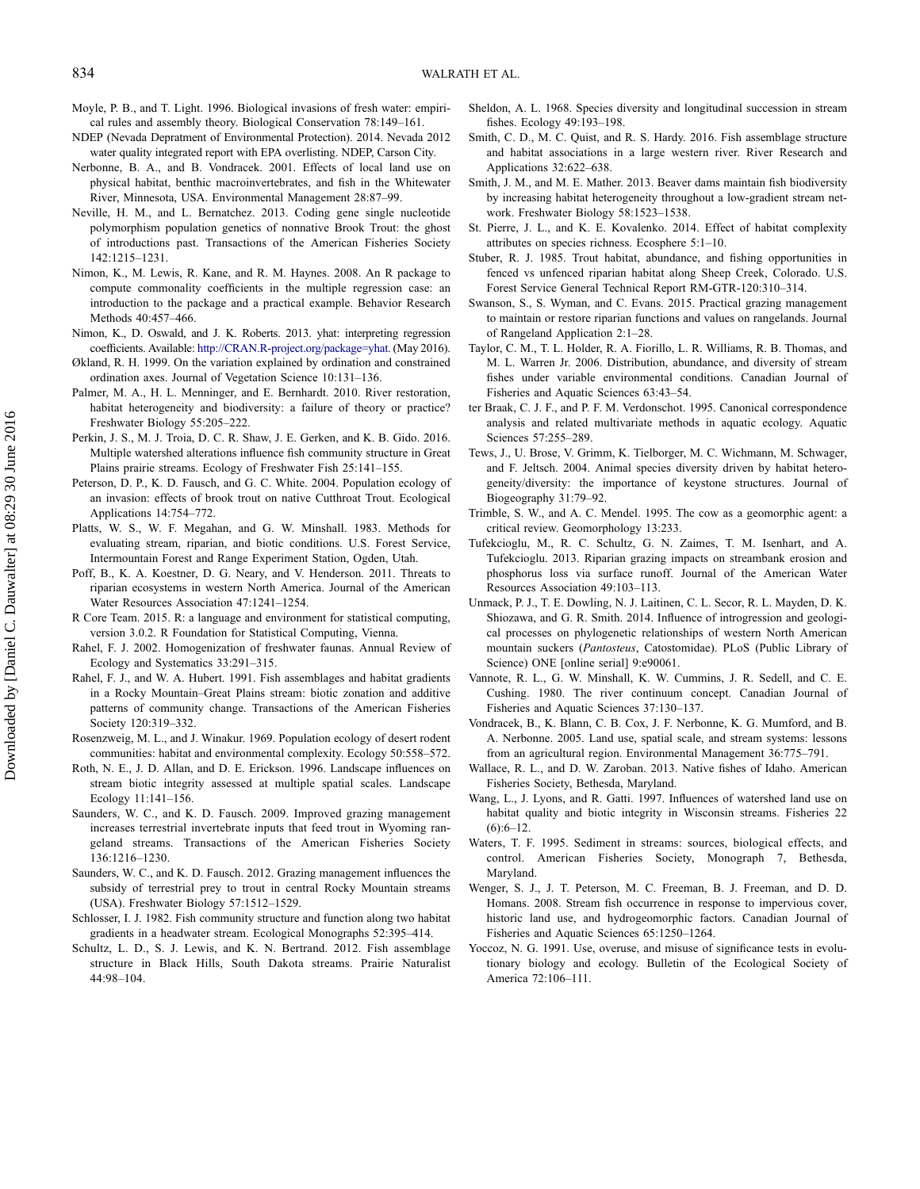Moyle, P. B., and T. Light. 1996. Biological invasions of fresh water: empirical rules and assembly theory. Biological Conservation 78:149–161.

NDEP (Nevada Depratment of Environmental Protection). 2014. Nevada 2012 water quality integrated report with EPA overlisting. NDEP, Carson City.

Nerbonne, B. A., and B. Vondracek. 2001. Effects of local land use on physical habitat, benthic macroinvertebrates, and fish in the Whitewater River, Minnesota, USA. Environmental Management 28:87–99.

Neville, H. M., and L. Bernatchez. 2013. Coding gene single nucleotide polymorphism population genetics of nonnative Brook Trout: the ghost of introductions past. Transactions of the American Fisheries Society 142:1215–1231.

Nimon, K., M. Lewis, R. Kane, and R. M. Haynes. 2008. An R package to compute commonality coefficients in the multiple regression case: an introduction to the package and a practical example. Behavior Research Methods 40:457–466.

Nimon, K., D. Oswald, and J. K. Roberts. 2013. yhat: interpreting regression coefficients. Available: http://CRAN.R-project.org/package=yhat. (May 2016).

Økland, R. H. 1999. On the variation explained by ordination and constrained ordination axes. Journal of Vegetation Science 10:131–136.

Palmer, M. A., H. L. Menninger, and E. Bernhardt. 2010. River restoration, habitat heterogeneity and biodiversity: a failure of theory or practice? Freshwater Biology 55:205–222.

Perkin, J. S., M. J. Troia, D. C. R. Shaw, J. E. Gerken, and K. B. Gido. 2016. Multiple watershed alterations influence fish community structure in Great Plains prairie streams. Ecology of Freshwater Fish 25:141–155.

Peterson, D. P., K. D. Fausch, and G. C. White. 2004. Population ecology of an invasion: effects of brook trout on native Cutthroat Trout. Ecological Applications 14:754–772.

Platts, W. S., W. F. Megahan, and G. W. Minshall. 1983. Methods for evaluating stream, riparian, and biotic conditions. U.S. Forest Service, Intermountain Forest and Range Experiment Station, Ogden, Utah.

Poff, B., K. A. Koestner, D. G. Neary, and V. Henderson. 2011. Threats to riparian ecosystems in western North America. Journal of the American Water Resources Association 47:1241–1254.

R Core Team. 2015. R: a language and environment for statistical computing, version 3.0.2. R Foundation for Statistical Computing, Vienna.

Rahel, F. J. 2002. Homogenization of freshwater faunas. Annual Review of Ecology and Systematics 33:291–315.

Rahel, F. J., and W. A. Hubert. 1991. Fish assemblages and habitat gradients in a Rocky Mountain–Great Plains stream: biotic zonation and additive patterns of community change. Transactions of the American Fisheries Society 120:319–332.

Rosenzweig, M. L., and J. Winakur. 1969. Population ecology of desert rodent communities: habitat and environmental complexity. Ecology 50:558–572.

Roth, N. E., J. D. Allan, and D. E. Erickson. 1996. Landscape influences on stream biotic integrity assessed at multiple spatial scales. Landscape Ecology 11:141–156.

Saunders, W. C., and K. D. Fausch. 2009. Improved grazing management increases terrestrial invertebrate inputs that feed trout in Wyoming rangeland streams. Transactions of the American Fisheries Society 136:1216–1230.

Saunders, W. C., and K. D. Fausch. 2012. Grazing management influences the subsidy of terrestrial prey to trout in central Rocky Mountain streams (USA). Freshwater Biology 57:1512–1529.

Schlosser, I. J. 1982. Fish community structure and function along two habitat gradients in a headwater stream. Ecological Monographs 52:395–414.

Schultz, L. D., S. J. Lewis, and K. N. Bertrand. 2012. Fish assemblage structure in Black Hills, South Dakota streams. Prairie Naturalist 44:98–104.

Sheldon, A. L. 1968. Species diversity and longitudinal succession in stream fishes. Ecology 49:193–198.

Smith, C. D., M. C. Quist, and R. S. Hardy. 2016. Fish assemblage structure and habitat associations in a large western river. River Research and Applications 32:622–638.

Smith, J. M., and M. E. Mather. 2013. Beaver dams maintain fish biodiversity by increasing habitat heterogeneity throughout a low-gradient stream network. Freshwater Biology 58:1523–1538.

St. Pierre, J. L., and K. E. Kovalenko. 2014. Effect of habitat complexity attributes on species richness. Ecosphere 5:1–10.

Stuber, R. J. 1985. Trout habitat, abundance, and fishing opportunities in fenced vs unfenced riparian habitat along Sheep Creek, Colorado. U.S. Forest Service General Technical Report RM-GTR-120:310–314.

Swanson, S., S. Wyman, and C. Evans. 2015. Practical grazing management to maintain or restore riparian functions and values on rangelands. Journal of Rangeland Application 2:1–28.

Taylor, C. M., T. L. Holder, R. A. Fiorillo, L. R. Williams, R. B. Thomas, and M. L. Warren Jr. 2006. Distribution, abundance, and diversity of stream fishes under variable environmental conditions. Canadian Journal of Fisheries and Aquatic Sciences 63:43–54.

ter Braak, C. J. F., and P. F. M. Verdonschot. 1995. Canonical correspondence analysis and related multivariate methods in aquatic ecology. Aquatic Sciences 57:255–289.

Tews, J., U. Brose, V. Grimm, K. Tielborger, M. C. Wichmann, M. Schwager, and F. Jeltsch. 2004. Animal species diversity driven by habitat heterogeneity/diversity: the importance of keystone structures. Journal of Biogeography 31:79–92.

Trimble, S. W., and A. C. Mendel. 1995. The cow as a geomorphic agent: a critical review. Geomorphology 13:233.

Tufekcioglu, M., R. C. Schultz, G. N. Zaimes, T. M. Isenhart, and A. Tufekcioglu. 2013. Riparian grazing impacts on streambank erosion and phosphorus loss via surface runoff. Journal of the American Water Resources Association 49:103–113.

Unmack, P. J., T. E. Dowling, N. J. Laitinen, C. L. Secor, R. L. Mayden, D. K. Shiozawa, and G. R. Smith. 2014. Influence of introgression and geological processes on phylogenetic relationships of western North American mountain suckers (*Pantosteus*, Catostomidae). PLoS (Public Library of Science) ONE [online serial] 9:e90061.

Vannote, R. L., G. W. Minshall, K. W. Cummins, J. R. Sedell, and C. E. Cushing. 1980. The river continuum concept. Canadian Journal of Fisheries and Aquatic Sciences 37:130–137.

Vondracek, B., K. Blann, C. B. Cox, J. F. Nerbonne, K. G. Mumford, and B. A. Nerbonne. 2005. Land use, spatial scale, and stream systems: lessons from an agricultural region. Environmental Management 36:775–791.

Wallace, R. L., and D. W. Zaroban. 2013. Native fishes of Idaho. American Fisheries Society, Bethesda, Maryland.

Wang, L., J. Lyons, and R. Gatti. 1997. Influences of watershed land use on habitat quality and biotic integrity in Wisconsin streams. Fisheries 22 (6):6–12.

Waters, T. F. 1995. Sediment in streams: sources, biological effects, and control. American Fisheries Society, Monograph 7, Bethesda, Maryland.

Wenger, S. J., J. T. Peterson, M. C. Freeman, B. J. Freeman, and D. D. Homans. 2008. Stream fish occurrence in response to impervious cover, historic land use, and hydrogeomorphic factors. Canadian Journal of Fisheries and Aquatic Sciences 65:1250–1264.

Yoccoz, N. G. 1991. Use, overuse, and misuse of significance tests in evolutionary biology and ecology. Bulletin of the Ecological Society of America 72:106–111.